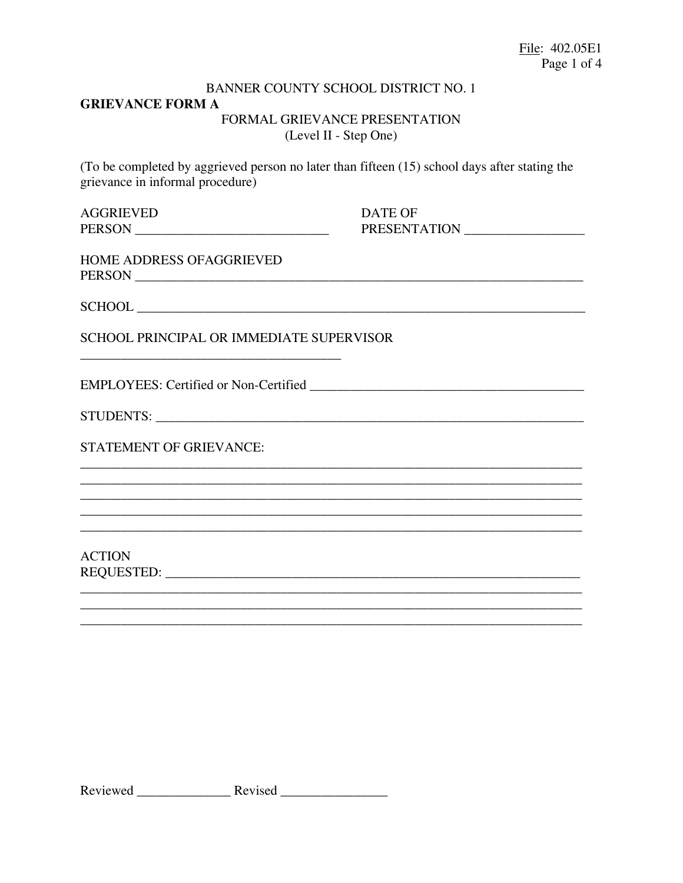File: 402.05E1

BANNER COUNTY SCHOOL DISTRICT NO. 1

**GRIEVANCE FORM A**

FORMAL GRIEVANCE PRESENTATION
(Level II - Step One)

(To be completed by aggrieved person no later than fifteen (15) school days after stating the grievance in informal procedure)

AGGRIEVED PERSON ____________________________ DATE OF PRESENTATION _________________

HOME ADDRESS OFAGGRIEVED PERSON _______________________________________________________________________

SCHOOL _______________________________________________________________________

SCHOOL PRINCIPAL OR IMMEDIATE SUPERVISOR

_______________________________________

EMPLOYEES: Certified or Non-Certified _________________________________________

STUDENTS: ______________________________________________________________

STATEMENT OF GRIEVANCE:

___________________________________________________________________________
___________________________________________________________________________
___________________________________________________________________________
___________________________________________________________________________
___________________________________________________________________________

ACTION REQUESTED: _____________________________________________________________
___________________________________________________________________________
___________________________________________________________________________
___________________________________________________________________________

Reviewed ______________ Revised ________________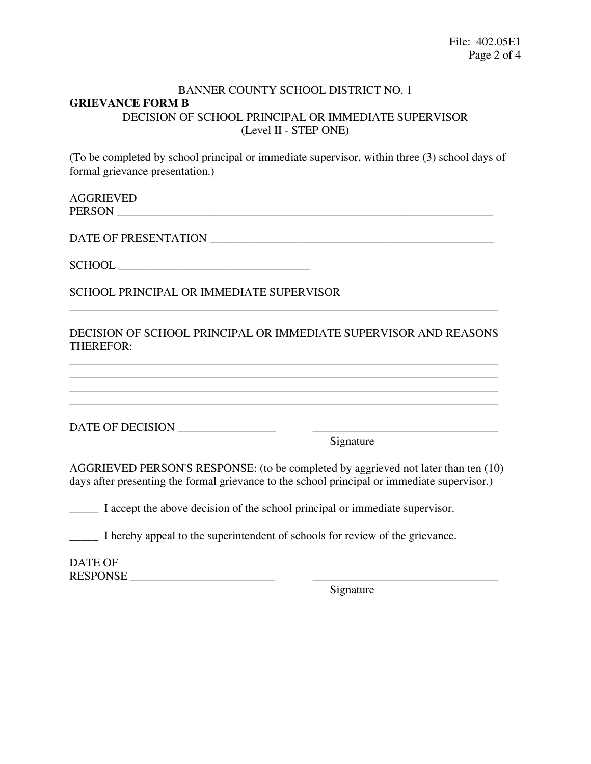BANNER COUNTY SCHOOL DISTRICT NO. 1

**GRIEVANCE FORM B**

DECISION OF SCHOOL PRINCIPAL OR IMMEDIATE SUPERVISOR
(Level II - STEP ONE)

(To be completed by school principal or immediate supervisor, within three (3) school days of formal grievance presentation.)

AGGRIEVED PERSON ______________________________________________________________________

DATE OF PRESENTATION ___________________________________________________

SCHOOL ________________________________

SCHOOL PRINCIPAL OR IMMEDIATE SUPERVISOR

______________________________________________________________________________

DECISION OF SCHOOL PRINCIPAL OR IMMEDIATE SUPERVISOR AND REASONS THEREFOR:

______________________________________________________________________________
______________________________________________________________________________
______________________________________________________________________________
______________________________________________________________________________

DATE OF DECISION _________________ ________________________________
Signature

AGGRIEVED PERSON'S RESPONSE: (to be completed by aggrieved not later than ten (10) days after presenting the formal grievance to the school principal or immediate supervisor.)

_____ I accept the above decision of the school principal or immediate supervisor.

_____ I hereby appeal to the superintendent of schools for review of the grievance.

DATE OF RESPONSE _________________________ ________________________________
Signature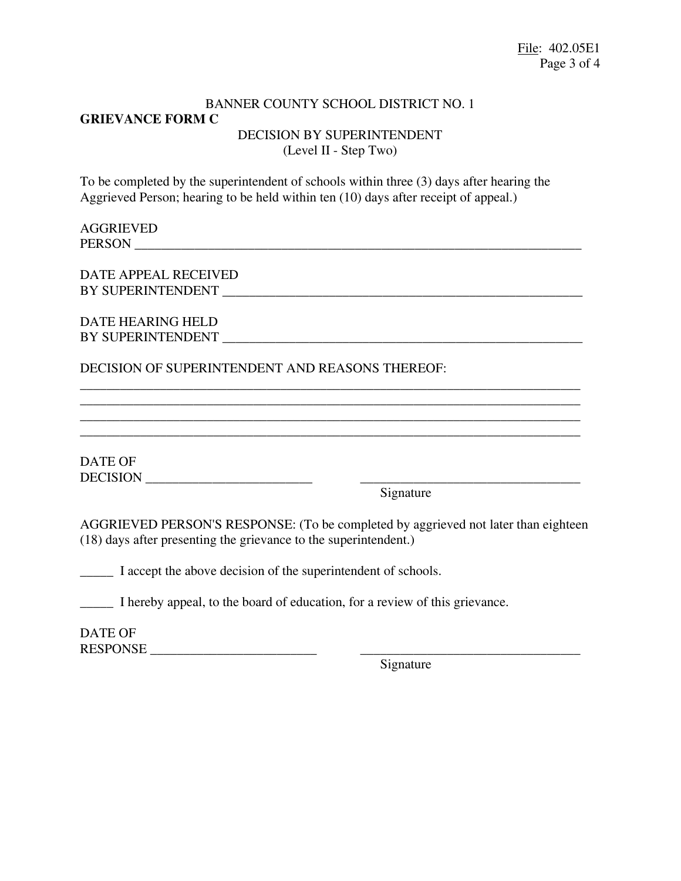BANNER COUNTY SCHOOL DISTRICT NO. 1

**GRIEVANCE FORM C**

DECISION BY SUPERINTENDENT
(Level II - Step Two)

To be completed by the superintendent of schools within three (3) days after hearing the Aggrieved Person; hearing to be held within ten (10) days after receipt of appeal.)

AGGRIEVED
PERSON ________________________________________________________________________

DATE APPEAL RECEIVED
BY SUPERINTENDENT ______________________________________________________

DATE HEARING HELD
BY SUPERINTENDENT ______________________________________________________

DECISION OF SUPERINTENDENT AND REASONS THEREOF:

_____________________________________________________________________________
_____________________________________________________________________________
_____________________________________________________________________________
_____________________________________________________________________________

DATE OF
DECISION _________________________          _________________________________
Signature

AGGRIEVED PERSON'S RESPONSE: (To be completed by aggrieved not later than eighteen (18) days after presenting the grievance to the superintendent.)

_____ I accept the above decision of the superintendent of schools.

_____ I hereby appeal, to the board of education, for a review of this grievance.

DATE OF
RESPONSE _________________________          _________________________________
Signature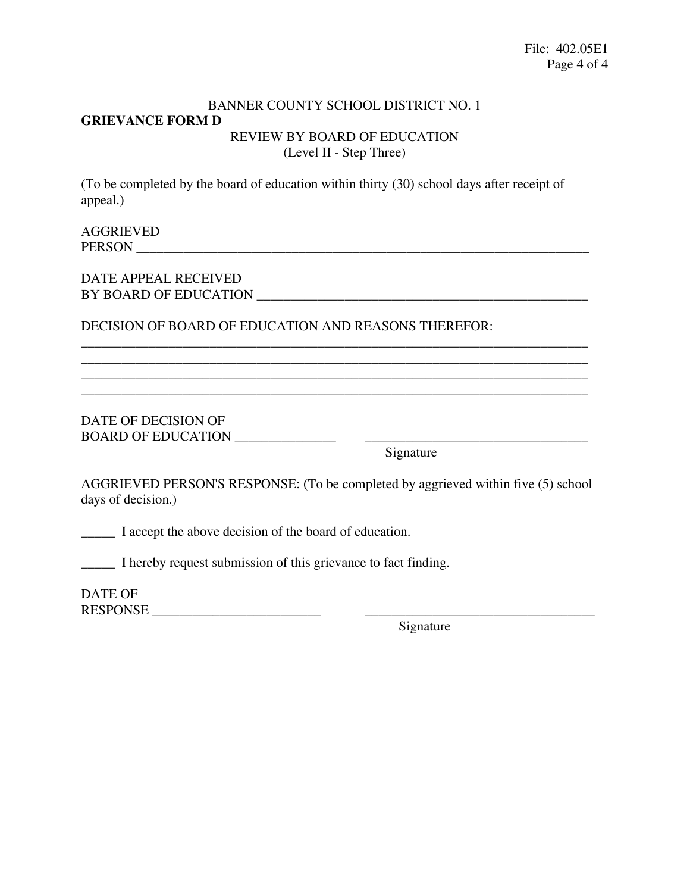BANNER COUNTY SCHOOL DISTRICT NO. 1

**GRIEVANCE FORM D**

REVIEW BY BOARD OF EDUCATION
(Level II - Step Three)

(To be completed by the board of education within thirty (30) school days after receipt of appeal.)

AGGRIEVED
PERSON ______________________________________________________________________

DATE APPEAL RECEIVED
BY BOARD OF EDUCATION ______________________________________________________

DECISION OF BOARD OF EDUCATION AND REASONS THEREFOR:

____________________________________________________________________________
____________________________________________________________________________
____________________________________________________________________________
____________________________________________________________________________

DATE OF DECISION OF
BOARD OF EDUCATION _______________ __________________________________
Signature

AGGRIEVED PERSON'S RESPONSE: (To be completed by aggrieved within five (5) school days of decision.)

_____ I accept the above decision of the board of education.

_____ I hereby request submission of this grievance to fact finding.

DATE OF
RESPONSE _________________________ ___________________________________
Signature